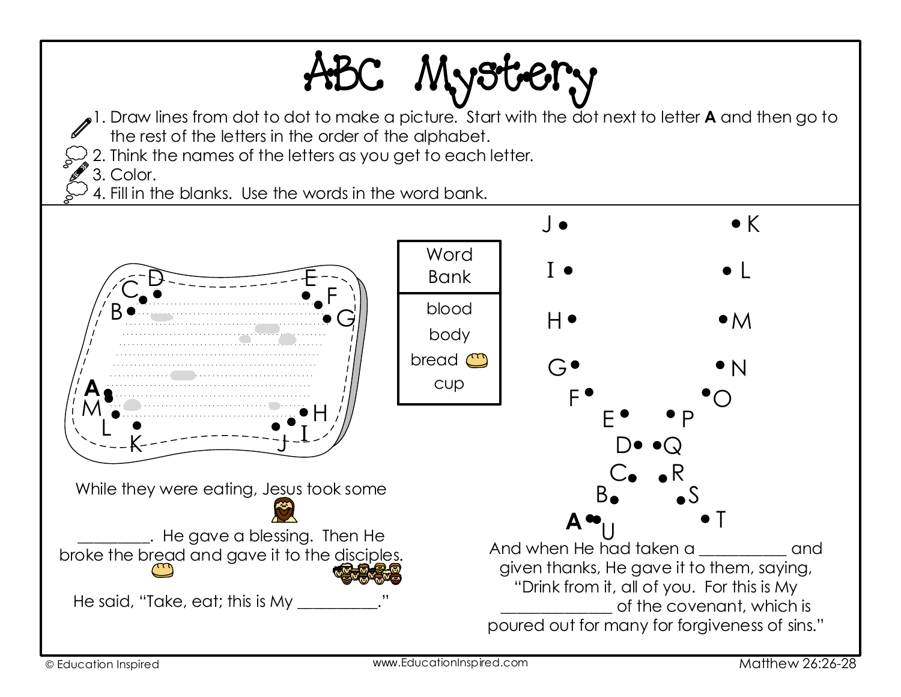# ABC Mystery

1. Draw lines from dot to dot to make a picture. Start with the dot next to letter **A** and then go to the rest of the letters in the order of the alphabet.
2. Think the names of the letters as you get to each letter.
3. Color.
4. Fill in the blanks. Use the words in the word bank.

| Word Bank |
|---|
| blood |
| body |
| bread |
| cup |

While they were eating, Jesus took some _________. He gave a blessing. Then He broke the bread and gave it to the disciples.

He said, "Take, eat; this is My __________."

And when He had taken a ___________ and given thanks, He gave it to them, saying, "Drink from it, all of you. For this is My ______________ of the covenant, which is poured out for many for forgiveness of sins."

Matthew 26:26-28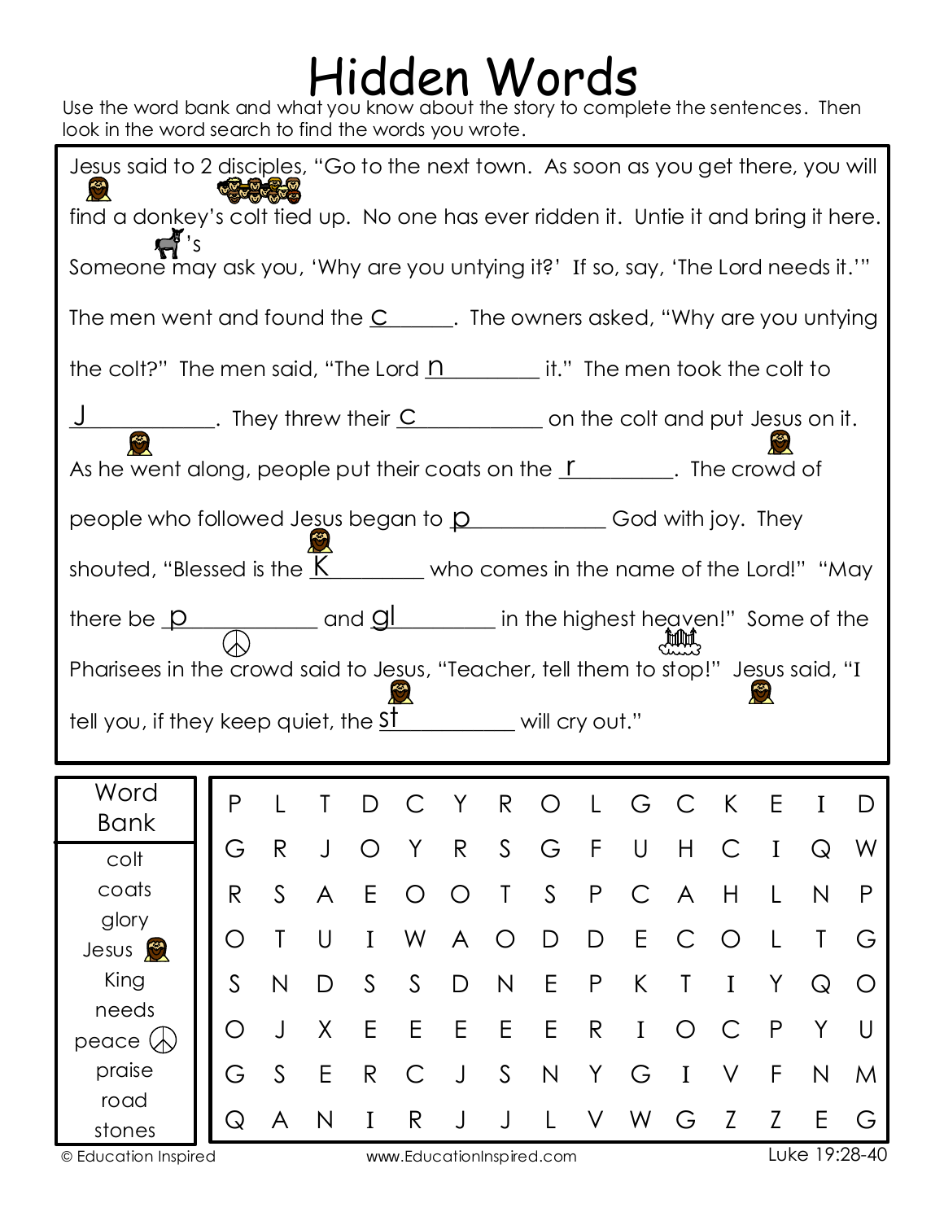# Hidden Words

Use the word bank and what you know about the story to complete the sentences. Then look in the word search to find the words you wrote.

Jesus said to 2 disciples, "Go to the next town. As soon as you get there, you will find a donkey's colt tied up. No one has ever ridden it. Untie it and bring it here. Someone may ask you, 'Why are you untying it?' If so, say, 'The Lord needs it.'"

The men went and found the c______. The owners asked, "Why are you untying the colt?" The men said, "The Lord n_________ it." The men took the colt to J____________. They threw their c____________ on the colt and put Jesus on it. As he went along, people put their coats on the r_________. The crowd of people who followed Jesus began to p____________ God with joy. They shouted, "Blessed is the K_________ who comes in the name of the Lord!" "May there be p____________ and gl_________ in the highest heaven!" Some of the Pharisees in the crowd said to Jesus, "Teacher, tell them to stop!" Jesus said, "I tell you, if they keep quiet, the st___________ will cry out."

**Word Bank**

- colt
- coats
- glory
- Jesus
- King
- needs
- peace
- praise
- road
- stones

| | | | | | | | | | | | | | | |
|---|---|---|---|---|---|---|---|---|---|---|---|---|---|---|
| P | L | T | D | C | Y | R | O | L | G | C | K | E | I | D |
| G | R | J | O | Y | R | S | G | F | U | H | C | I | Q | W |
| R | S | A | E | O | O | T | S | P | C | A | H | L | N | P |
| O | T | U | I | W | A | O | D | D | E | C | O | L | T | G |
| S | N | D | S | S | D | N | E | P | K | T | I | Y | Q | O |
| O | J | X | E | E | E | E | E | R | I | O | C | P | Y | U |
| G | S | E | R | C | J | S | N | Y | G | I | V | F | N | M |
| Q | A | N | I | R | J | J | L | V | W | G | Z | Z | E | G |

© Education Inspired www.EducationInspired.com Luke 19:28-40